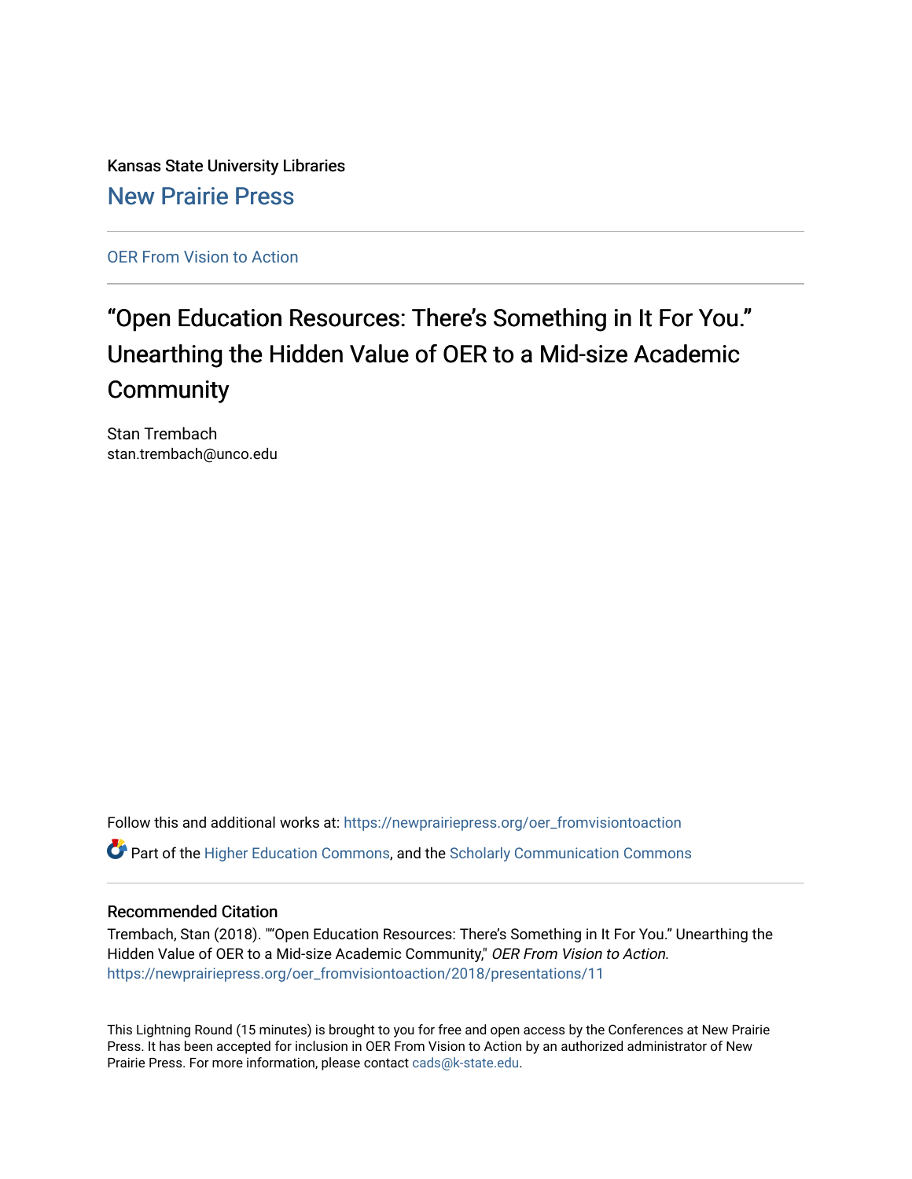Kansas State University Libraries

New Prairie Press

OER From Vision to Action

# “Open Education Resources: There’s Something in It For You.” Unearthing the Hidden Value of OER to a Mid-size Academic Community

Stan Trembach
stan.trembach@unco.edu

Follow this and additional works at: https://newprairiepress.org/oer_fromvisiontoaction

Part of the Higher Education Commons, and the Scholarly Communication Commons

## Recommended Citation

Trembach, Stan (2018). "“Open Education Resources: There’s Something in It For You.” Unearthing the Hidden Value of OER to a Mid-size Academic Community," *OER From Vision to Action.* https://newprairiepress.org/oer_fromvisiontoaction/2018/presentations/11

This Lightning Round (15 minutes) is brought to you for free and open access by the Conferences at New Prairie Press. It has been accepted for inclusion in OER From Vision to Action by an authorized administrator of New Prairie Press. For more information, please contact cads@k-state.edu.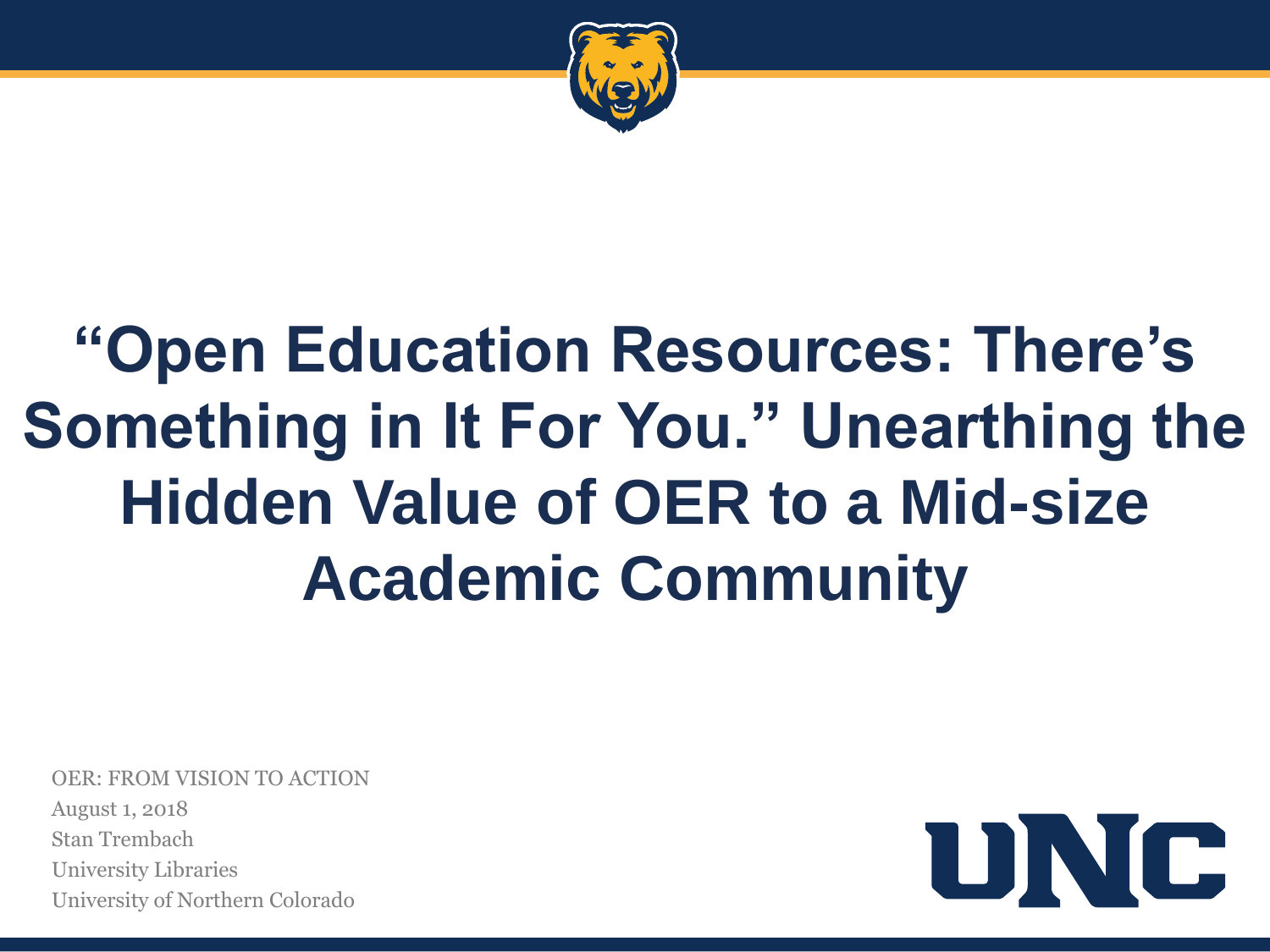# "Open Education Resources: There's Something in It For You." Unearthing the Hidden Value of OER to a Mid-size Academic Community

OER: FROM VISION TO ACTION

August 1, 2018

Stan Trembach

University Libraries

University of Northern Colorado

UNC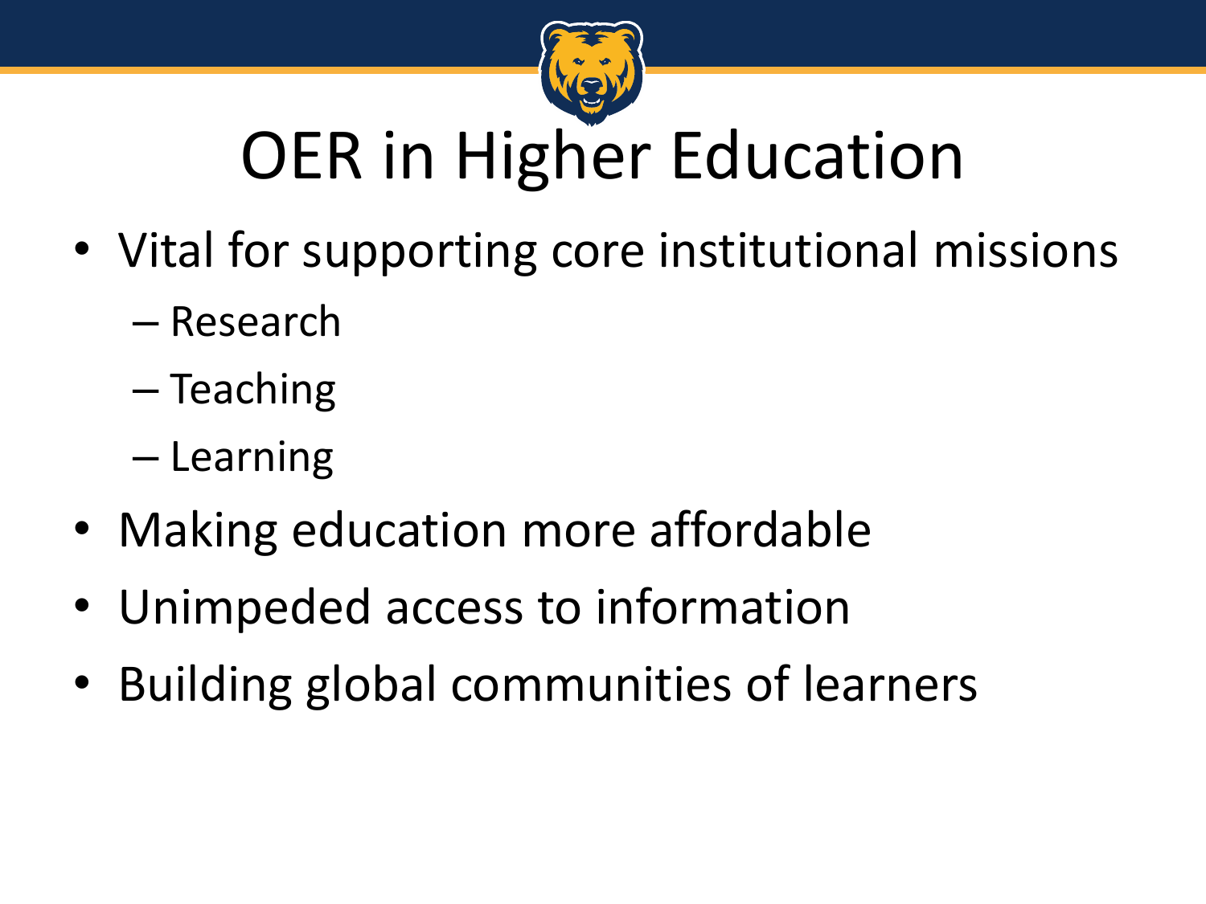# OER in Higher Education

- Vital for supporting core institutional missions
  - Research
  - Teaching
  - Learning
- Making education more affordable
- Unimpeded access to information
- Building global communities of learners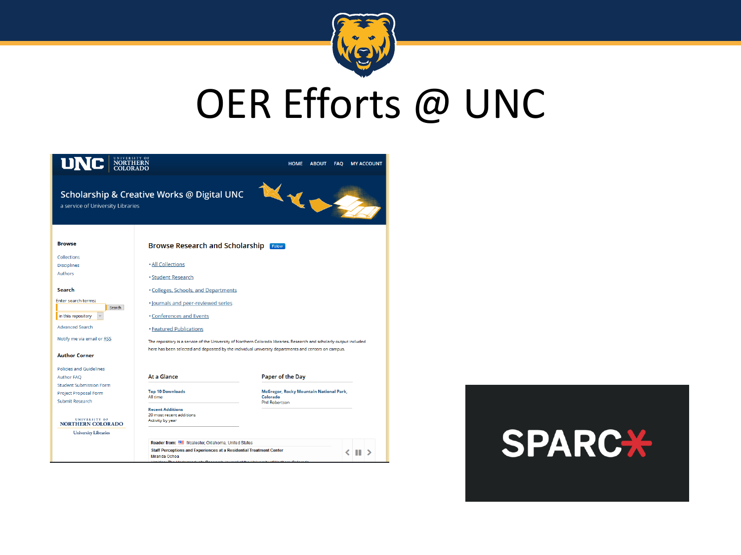# OER Efforts @ UNC

UNC UNIVERSITY OF NORTHERN COLORADO — HOME ABOUT FAQ MY ACCOUNT

## Scholarship & Creative Works @ Digital UNC

a service of University Libraries

**Browse**

- Collections
- Disciplines
- Authors

**Search**

Enter search terms:

Search

in this repository

Advanced Search

Notify me via email or RSS

**Author Corner**

- Policies and Guidelines
- Author FAQ
- Student Submission Form
- Project Proposal Form
- Submit Research

UNIVERSITY OF NORTHERN COLORADO University Libraries

### Browse Research and Scholarship

Follow

- All Collections
- Student Research
- Colleges, Schools, and Departments
- Journals and peer-reviewed series
- Conferences and Events
- Featured Publications

The repository is a service of the University of Northern Colorado libraries. Research and scholarly output included here has been selected and deposited by the individual university departments and centers on campus.

**At a Glance**

**Top 10 Downloads**
All time

**Recent Additions**
20 most recent additions
Activity by year

**Paper of the Day**

**McGregor, Rocky Mountain National Park, Colorado**
Phil Robertson

Reader from: Mcalester, Oklahoma, United States

Staff Perceptions and Experiences at a Residential Treatment Center
Miranda Ochoa

SPARC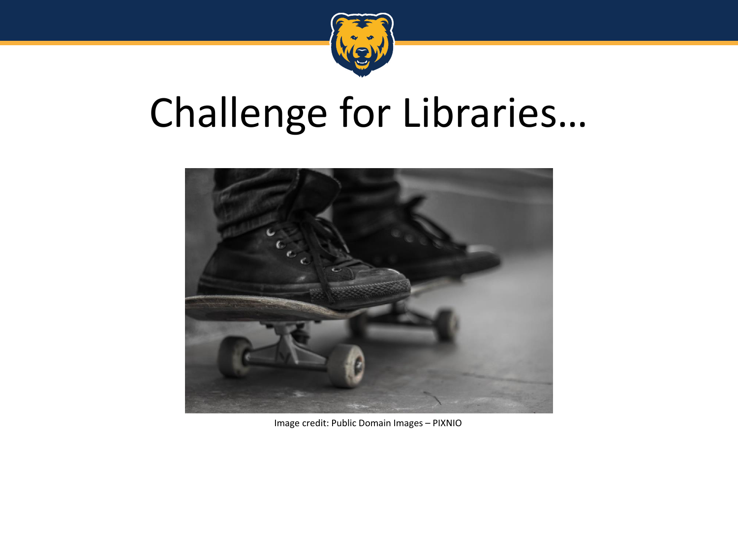# Challenge for Libraries…

Image credit: Public Domain Images – PIXNIO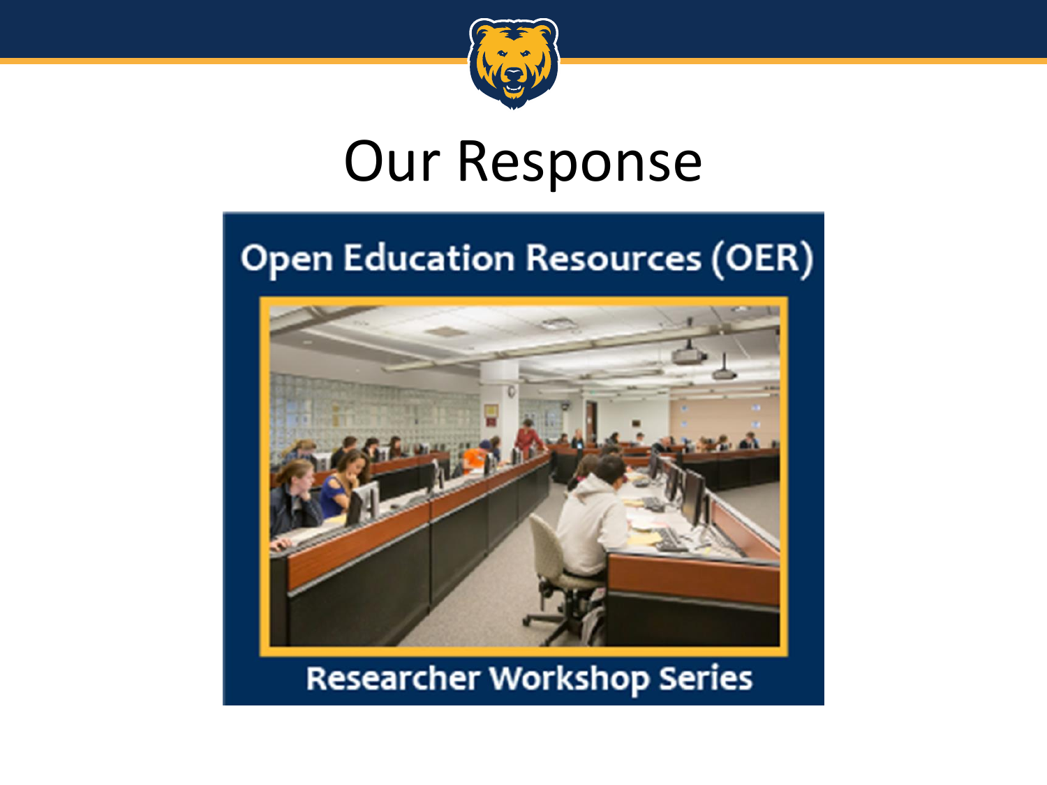# Our Response

Open Education Resources (OER)

Researcher Workshop Series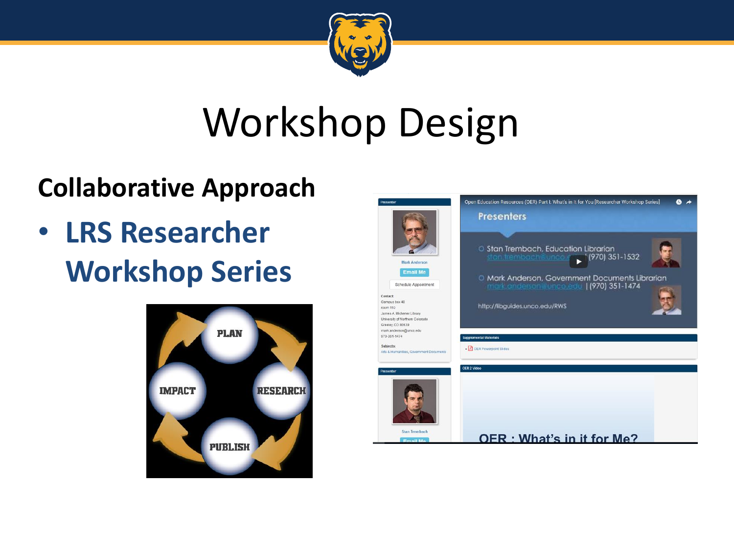# Workshop Design

**Collaborative Approach**

- **LRS Researcher Workshop Series**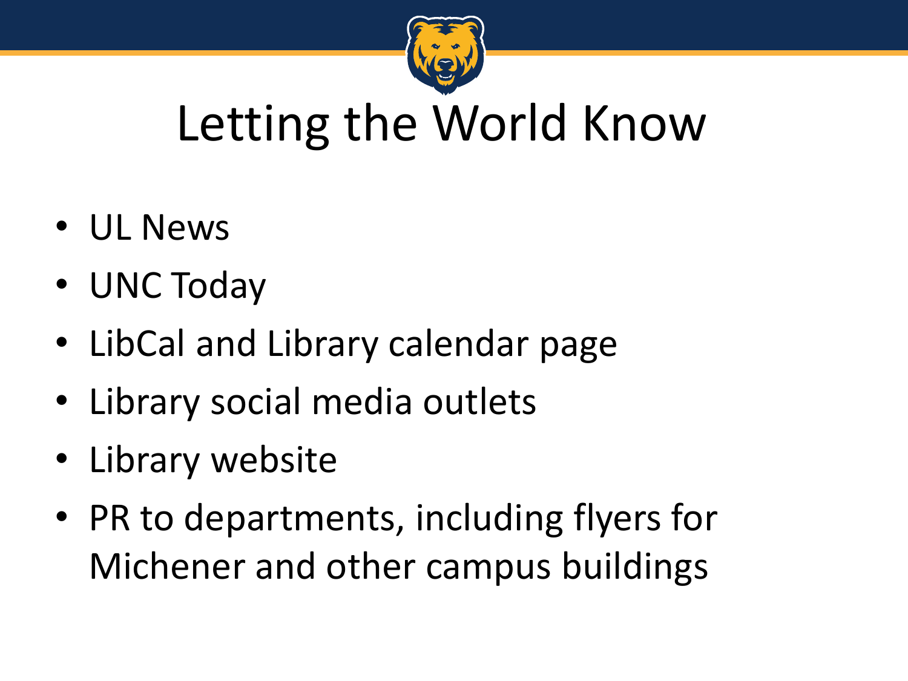# Letting the World Know

- UL News
- UNC Today
- LibCal and Library calendar page
- Library social media outlets
- Library website
- PR to departments, including flyers for Michener and other campus buildings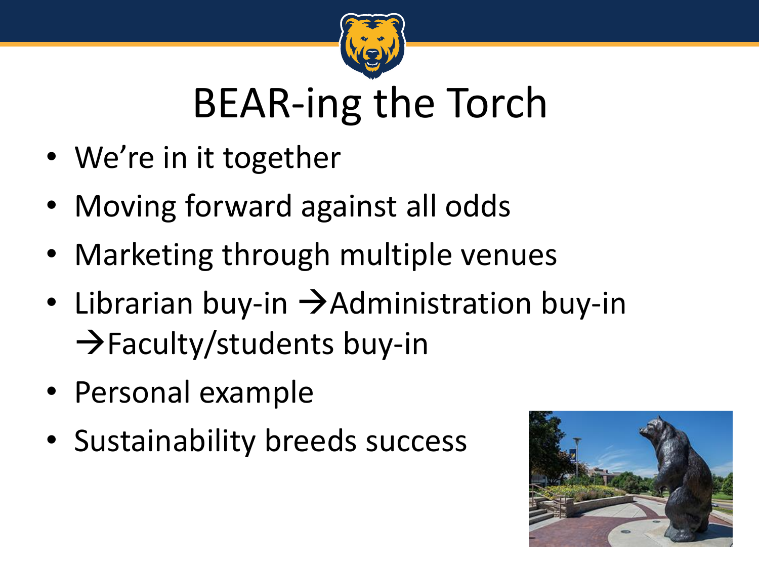# BEAR-ing the Torch

- We're in it together
- Moving forward against all odds
- Marketing through multiple venues
- Librarian buy-in →Administration buy-in →Faculty/students buy-in
- Personal example
- Sustainability breeds success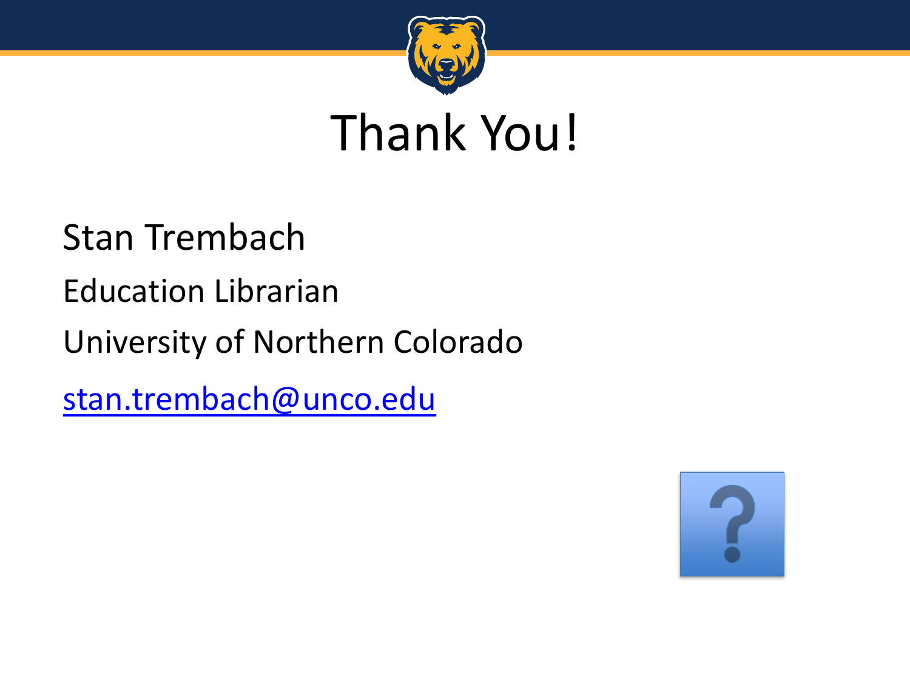# Thank You!

Stan Trembach

Education Librarian

University of Northern Colorado

stan.trembach@unco.edu